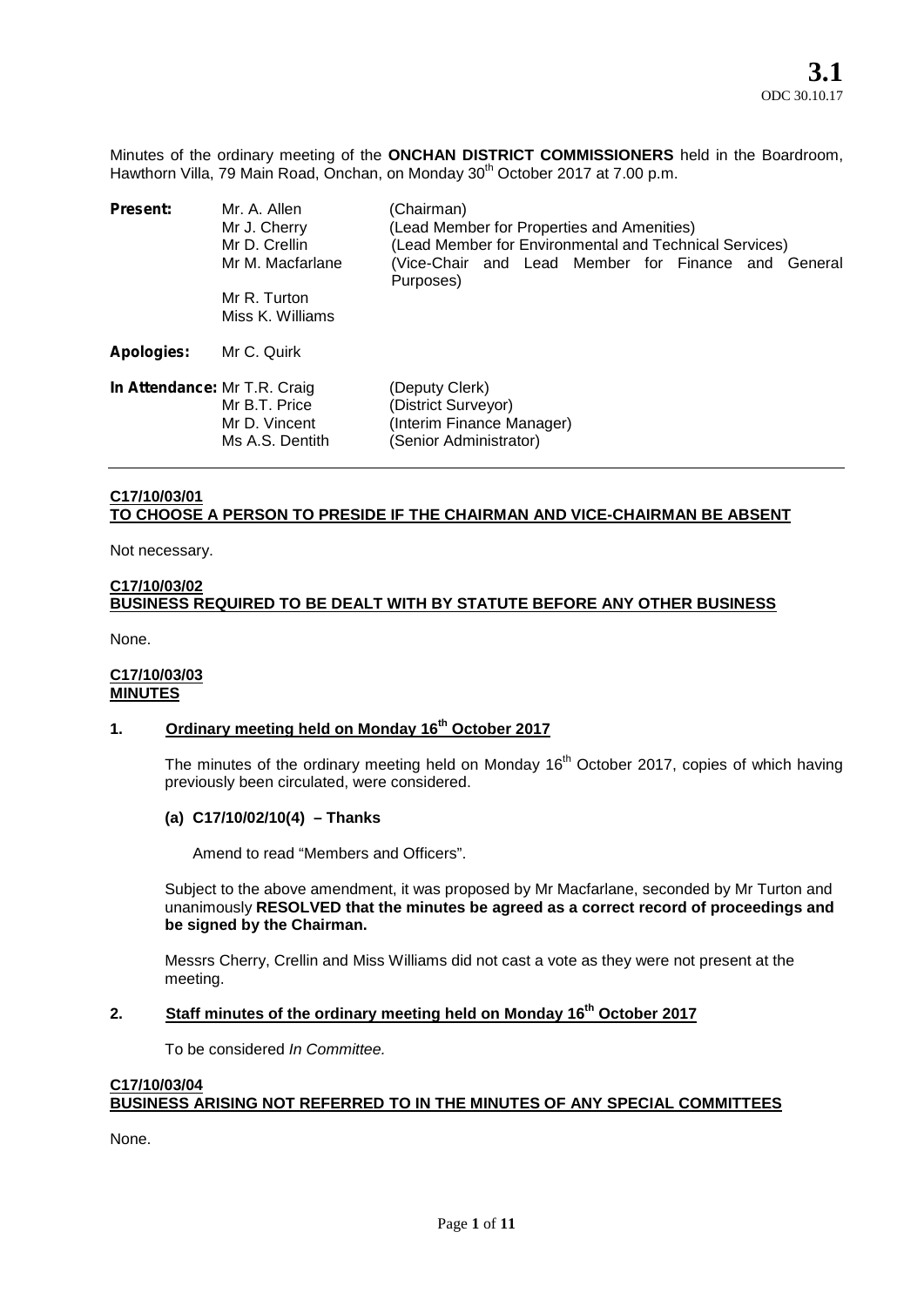**3.1**
ODC 30.10.17

Minutes of the ordinary meeting of the **ONCHAN DISTRICT COMMISSIONERS** held in the Boardroom, Hawthorn Villa, 79 Main Road, Onchan, on Monday 30th October 2017 at 7.00 p.m.

| | | |
|---|---|---|
| **Present:** | Mr. A. Allen | (Chairman) |
| | Mr J. Cherry | (Lead Member for Properties and Amenities) |
| | Mr D. Crellin | (Lead Member for Environmental and Technical Services) |
| | Mr M. Macfarlane | (Vice-Chair and Lead Member for Finance and General Purposes) |
| | Mr R. Turton | |
| | Miss K. Williams | |
| **Apologies:** | Mr C. Quirk | |
| **In Attendance:** | Mr T.R. Craig | (Deputy Clerk) |
| | Mr B.T. Price | (District Surveyor) |
| | Mr D. Vincent | (Interim Finance Manager) |
| | Ms A.S. Dentith | (Senior Administrator) |

**C17/10/03/01**
**TO CHOOSE A PERSON TO PRESIDE IF THE CHAIRMAN AND VICE-CHAIRMAN BE ABSENT**

Not necessary.

**C17/10/03/02**
**BUSINESS REQUIRED TO BE DEALT WITH BY STATUTE BEFORE ANY OTHER BUSINESS**

None.

**C17/10/03/03**
**MINUTES**

**1. Ordinary meeting held on Monday 16th October 2017**

The minutes of the ordinary meeting held on Monday 16th October 2017, copies of which having previously been circulated, were considered.

**(a) C17/10/02/10(4) – Thanks**

Amend to read "Members and Officers".

Subject to the above amendment, it was proposed by Mr Macfarlane, seconded by Mr Turton and unanimously **RESOLVED that the minutes be agreed as a correct record of proceedings and be signed by the Chairman.**

Messrs Cherry, Crellin and Miss Williams did not cast a vote as they were not present at the meeting.

**2. Staff minutes of the ordinary meeting held on Monday 16th October 2017**

To be considered *In Committee.*

**C17/10/03/04**
**BUSINESS ARISING NOT REFERRED TO IN THE MINUTES OF ANY SPECIAL COMMITTEES**

None.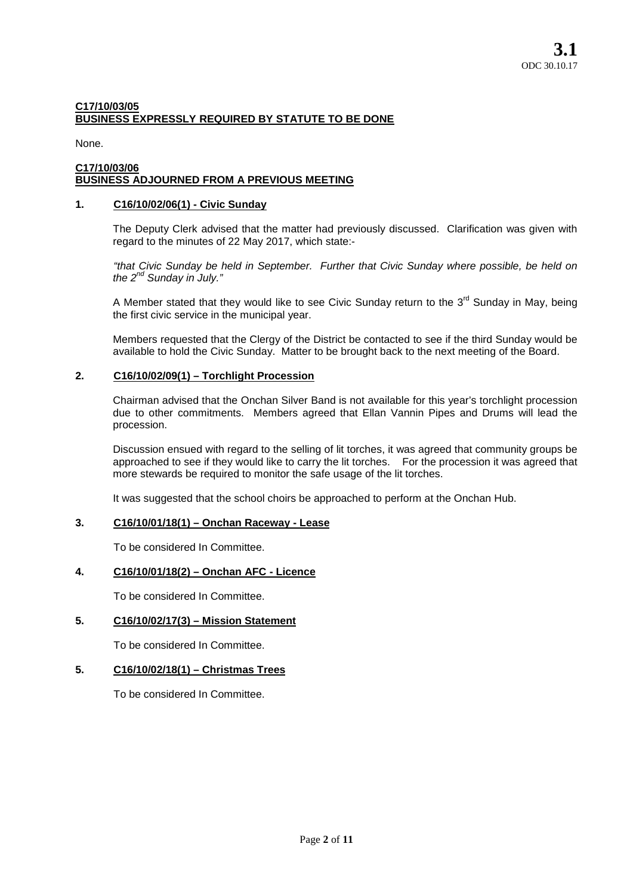**C17/10/03/05**
**BUSINESS EXPRESSLY REQUIRED BY STATUTE TO BE DONE**

None.

**C17/10/03/06**
**BUSINESS ADJOURNED FROM A PREVIOUS MEETING**

**1. C16/10/02/06(1) - Civic Sunday**

The Deputy Clerk advised that the matter had previously discussed. Clarification was given with regard to the minutes of 22 May 2017, which state:-

*"that Civic Sunday be held in September. Further that Civic Sunday where possible, be held on the 2nd Sunday in July."*

A Member stated that they would like to see Civic Sunday return to the 3rd Sunday in May, being the first civic service in the municipal year.

Members requested that the Clergy of the District be contacted to see if the third Sunday would be available to hold the Civic Sunday. Matter to be brought back to the next meeting of the Board.

**2. C16/10/02/09(1) – Torchlight Procession**

Chairman advised that the Onchan Silver Band is not available for this year's torchlight procession due to other commitments. Members agreed that Ellan Vannin Pipes and Drums will lead the procession.

Discussion ensued with regard to the selling of lit torches, it was agreed that community groups be approached to see if they would like to carry the lit torches. For the procession it was agreed that more stewards be required to monitor the safe usage of the lit torches.

It was suggested that the school choirs be approached to perform at the Onchan Hub.

**3. C16/10/01/18(1) – Onchan Raceway - Lease**

To be considered In Committee.

**4. C16/10/01/18(2) – Onchan AFC - Licence**

To be considered In Committee.

**5. C16/10/02/17(3) – Mission Statement**

To be considered In Committee.

**5. C16/10/02/18(1) – Christmas Trees**

To be considered In Committee.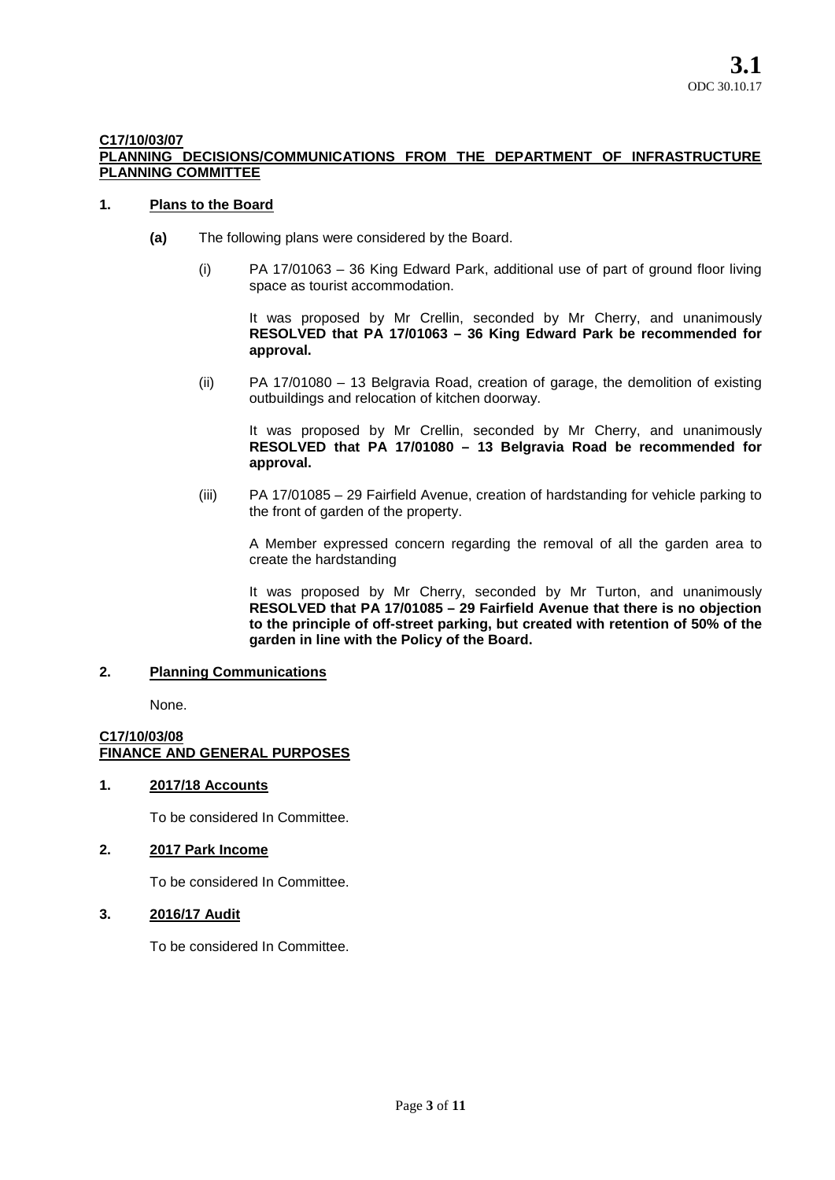**C17/10/03/07**
**PLANNING DECISIONS/COMMUNICATIONS FROM THE DEPARTMENT OF INFRASTRUCTURE PLANNING COMMITTEE**

**1. Plans to the Board**

**(a)** The following plans were considered by the Board.

(i) PA 17/01063 – 36 King Edward Park, additional use of part of ground floor living space as tourist accommodation.

It was proposed by Mr Crellin, seconded by Mr Cherry, and unanimously **RESOLVED that PA 17/01063 – 36 King Edward Park be recommended for approval.**

(ii) PA 17/01080 – 13 Belgravia Road, creation of garage, the demolition of existing outbuildings and relocation of kitchen doorway.

It was proposed by Mr Crellin, seconded by Mr Cherry, and unanimously **RESOLVED that PA 17/01080 – 13 Belgravia Road be recommended for approval.**

(iii) PA 17/01085 – 29 Fairfield Avenue, creation of hardstanding for vehicle parking to the front of garden of the property.

A Member expressed concern regarding the removal of all the garden area to create the hardstanding

It was proposed by Mr Cherry, seconded by Mr Turton, and unanimously **RESOLVED that PA 17/01085 – 29 Fairfield Avenue that there is no objection to the principle of off-street parking, but created with retention of 50% of the garden in line with the Policy of the Board.**

**2. Planning Communications**

None.

**C17/10/03/08**
**FINANCE AND GENERAL PURPOSES**

**1. 2017/18 Accounts**

To be considered In Committee.

**2. 2017 Park Income**

To be considered In Committee.

**3. 2016/17 Audit**

To be considered In Committee.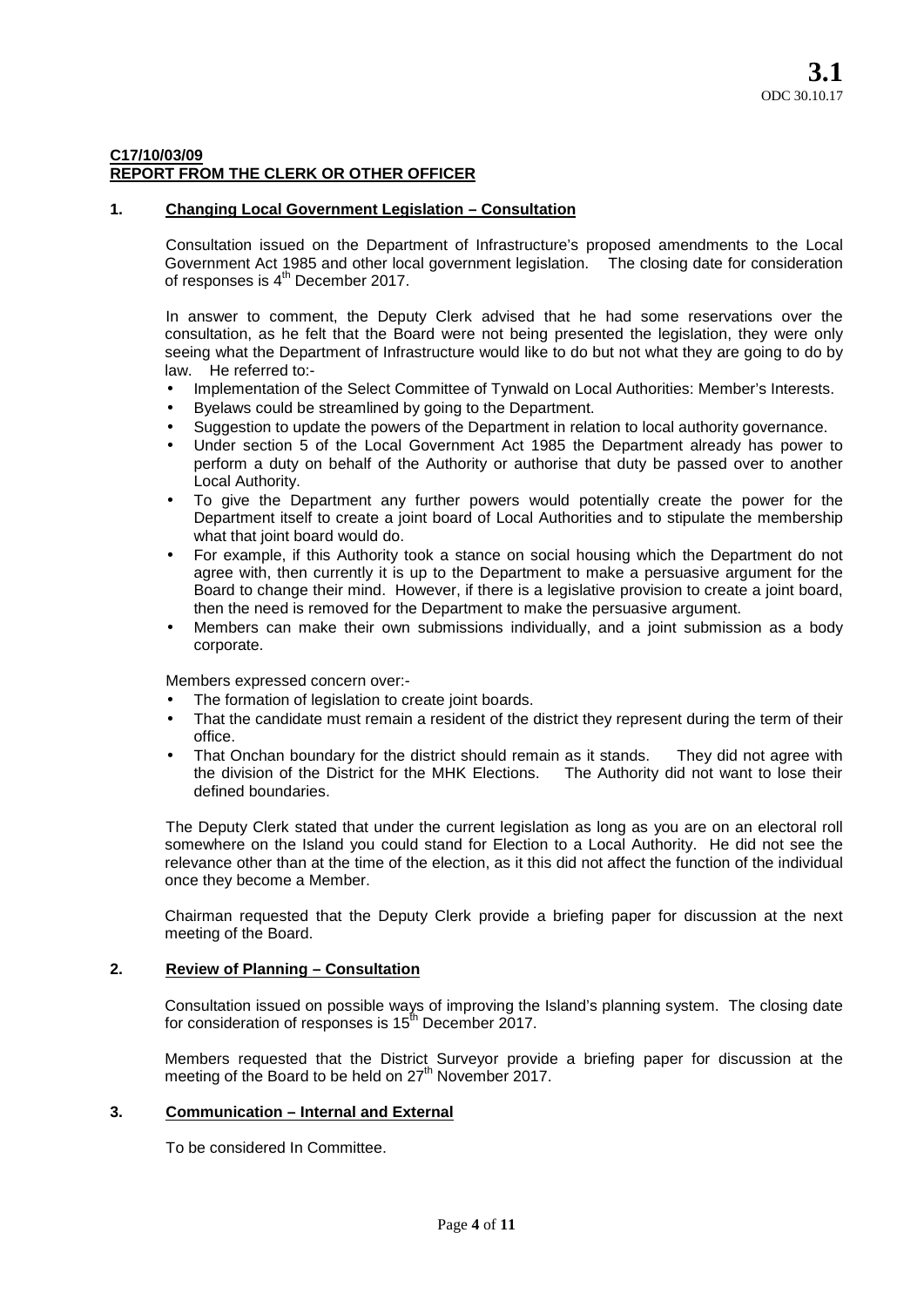**C17/10/03/09**
**REPORT FROM THE CLERK OR OTHER OFFICER**

**1. Changing Local Government Legislation – Consultation**

Consultation issued on the Department of Infrastructure's proposed amendments to the Local Government Act 1985 and other local government legislation. The closing date for consideration of responses is 4th December 2017.

In answer to comment, the Deputy Clerk advised that he had some reservations over the consultation, as he felt that the Board were not being presented the legislation, they were only seeing what the Department of Infrastructure would like to do but not what they are going to do by law. He referred to:-

- Implementation of the Select Committee of Tynwald on Local Authorities: Member's Interests.
- Byelaws could be streamlined by going to the Department.
- Suggestion to update the powers of the Department in relation to local authority governance.
- Under section 5 of the Local Government Act 1985 the Department already has power to perform a duty on behalf of the Authority or authorise that duty be passed over to another Local Authority.
- To give the Department any further powers would potentially create the power for the Department itself to create a joint board of Local Authorities and to stipulate the membership what that joint board would do.
- For example, if this Authority took a stance on social housing which the Department do not agree with, then currently it is up to the Department to make a persuasive argument for the Board to change their mind. However, if there is a legislative provision to create a joint board, then the need is removed for the Department to make the persuasive argument.
- Members can make their own submissions individually, and a joint submission as a body corporate.

Members expressed concern over:-

- The formation of legislation to create joint boards.
- That the candidate must remain a resident of the district they represent during the term of their office.
- That Onchan boundary for the district should remain as it stands. They did not agree with the division of the District for the MHK Elections. The Authority did not want to lose their defined boundaries.

The Deputy Clerk stated that under the current legislation as long as you are on an electoral roll somewhere on the Island you could stand for Election to a Local Authority. He did not see the relevance other than at the time of the election, as it this did not affect the function of the individual once they become a Member.

Chairman requested that the Deputy Clerk provide a briefing paper for discussion at the next meeting of the Board.

**2. Review of Planning – Consultation**

Consultation issued on possible ways of improving the Island's planning system. The closing date for consideration of responses is 15th December 2017.

Members requested that the District Surveyor provide a briefing paper for discussion at the meeting of the Board to be held on 27th November 2017.

**3. Communication – Internal and External**

To be considered In Committee.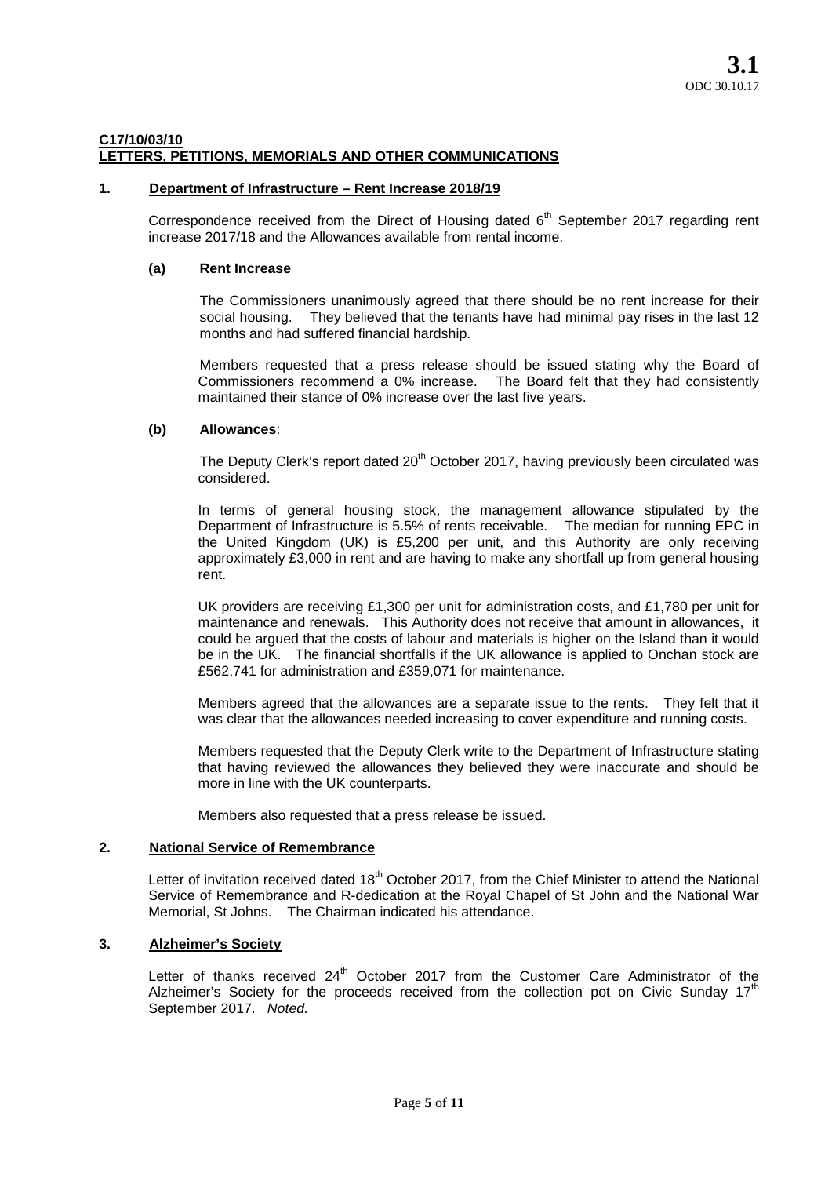**3.1**
ODC 30.10.17

## C17/10/03/10
## LETTERS, PETITIONS, MEMORIALS AND OTHER COMMUNICATIONS

### 1. Department of Infrastructure – Rent Increase 2018/19

Correspondence received from the Direct of Housing dated 6th September 2017 regarding rent increase 2017/18 and the Allowances available from rental income.

#### (a) Rent Increase

The Commissioners unanimously agreed that there should be no rent increase for their social housing. They believed that the tenants have had minimal pay rises in the last 12 months and had suffered financial hardship.

Members requested that a press release should be issued stating why the Board of Commissioners recommend a 0% increase. The Board felt that they had consistently maintained their stance of 0% increase over the last five years.

#### (b) Allowances:

The Deputy Clerk's report dated 20th October 2017, having previously been circulated was considered.

In terms of general housing stock, the management allowance stipulated by the Department of Infrastructure is 5.5% of rents receivable. The median for running EPC in the United Kingdom (UK) is £5,200 per unit, and this Authority are only receiving approximately £3,000 in rent and are having to make any shortfall up from general housing rent.

UK providers are receiving £1,300 per unit for administration costs, and £1,780 per unit for maintenance and renewals. This Authority does not receive that amount in allowances, it could be argued that the costs of labour and materials is higher on the Island than it would be in the UK. The financial shortfalls if the UK allowance is applied to Onchan stock are £562,741 for administration and £359,071 for maintenance.

Members agreed that the allowances are a separate issue to the rents. They felt that it was clear that the allowances needed increasing to cover expenditure and running costs.

Members requested that the Deputy Clerk write to the Department of Infrastructure stating that having reviewed the allowances they believed they were inaccurate and should be more in line with the UK counterparts.

Members also requested that a press release be issued.

### 2. National Service of Remembrance

Letter of invitation received dated 18th October 2017, from the Chief Minister to attend the National Service of Remembrance and R-dedication at the Royal Chapel of St John and the National War Memorial, St Johns. The Chairman indicated his attendance.

### 3. Alzheimer's Society

Letter of thanks received 24th October 2017 from the Customer Care Administrator of the Alzheimer's Society for the proceeds received from the collection pot on Civic Sunday 17th September 2017. *Noted.*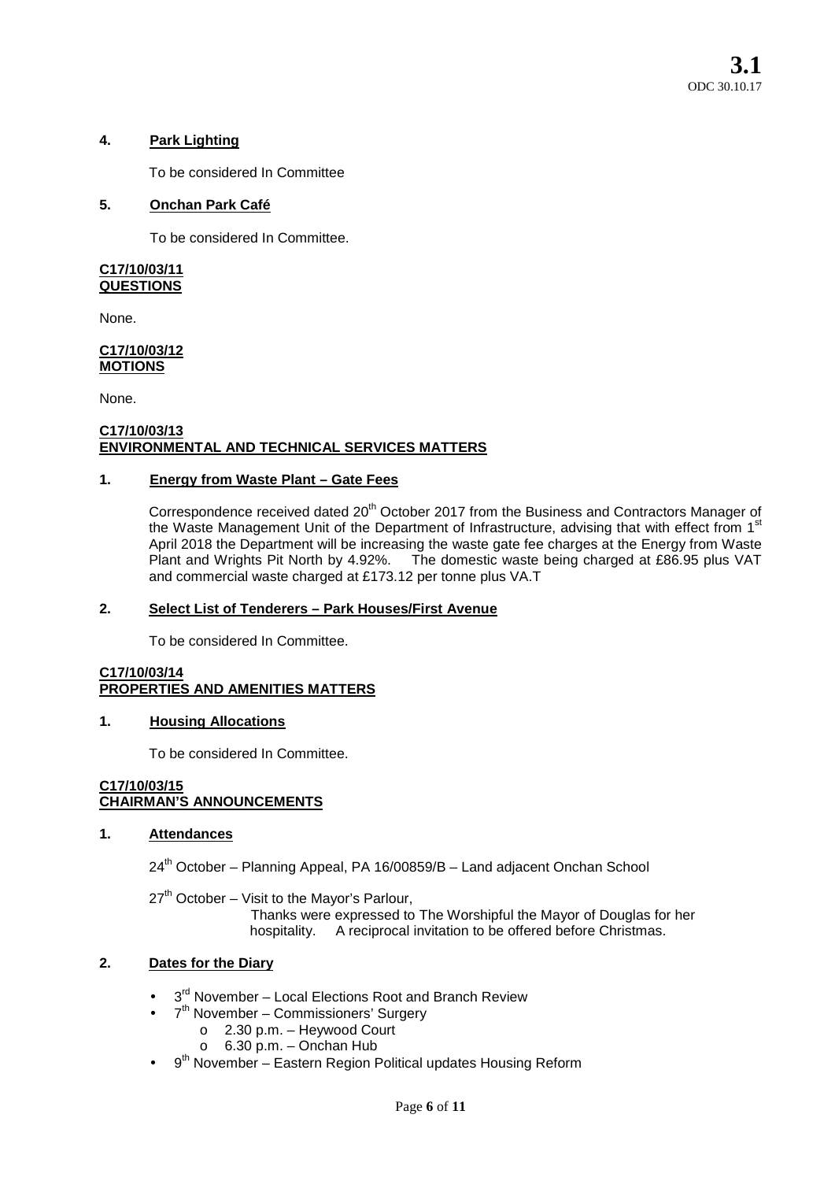**4. Park Lighting**

To be considered In Committee

**5. Onchan Park Café**

To be considered In Committee.

**C17/10/03/11**
**QUESTIONS**

None.

**C17/10/03/12**
**MOTIONS**

None.

**C17/10/03/13**
**ENVIRONMENTAL AND TECHNICAL SERVICES MATTERS**

**1. Energy from Waste Plant – Gate Fees**

Correspondence received dated 20th October 2017 from the Business and Contractors Manager of the Waste Management Unit of the Department of Infrastructure, advising that with effect from 1st April 2018 the Department will be increasing the waste gate fee charges at the Energy from Waste Plant and Wrights Pit North by 4.92%. The domestic waste being charged at £86.95 plus VAT and commercial waste charged at £173.12 per tonne plus VA.T

**2. Select List of Tenderers – Park Houses/First Avenue**

To be considered In Committee.

**C17/10/03/14**
**PROPERTIES AND AMENITIES MATTERS**

**1. Housing Allocations**

To be considered In Committee.

**C17/10/03/15**
**CHAIRMAN'S ANNOUNCEMENTS**

**1. Attendances**

24th October – Planning Appeal, PA 16/00859/B – Land adjacent Onchan School

27th October – Visit to the Mayor's Parlour,
Thanks were expressed to The Worshipful the Mayor of Douglas for her hospitality. A reciprocal invitation to be offered before Christmas.

**2. Dates for the Diary**

- 3rd November – Local Elections Root and Branch Review
- 7th November – Commissioners' Surgery
  - 2.30 p.m. – Heywood Court
  - 6.30 p.m. – Onchan Hub
- 9th November – Eastern Region Political updates Housing Reform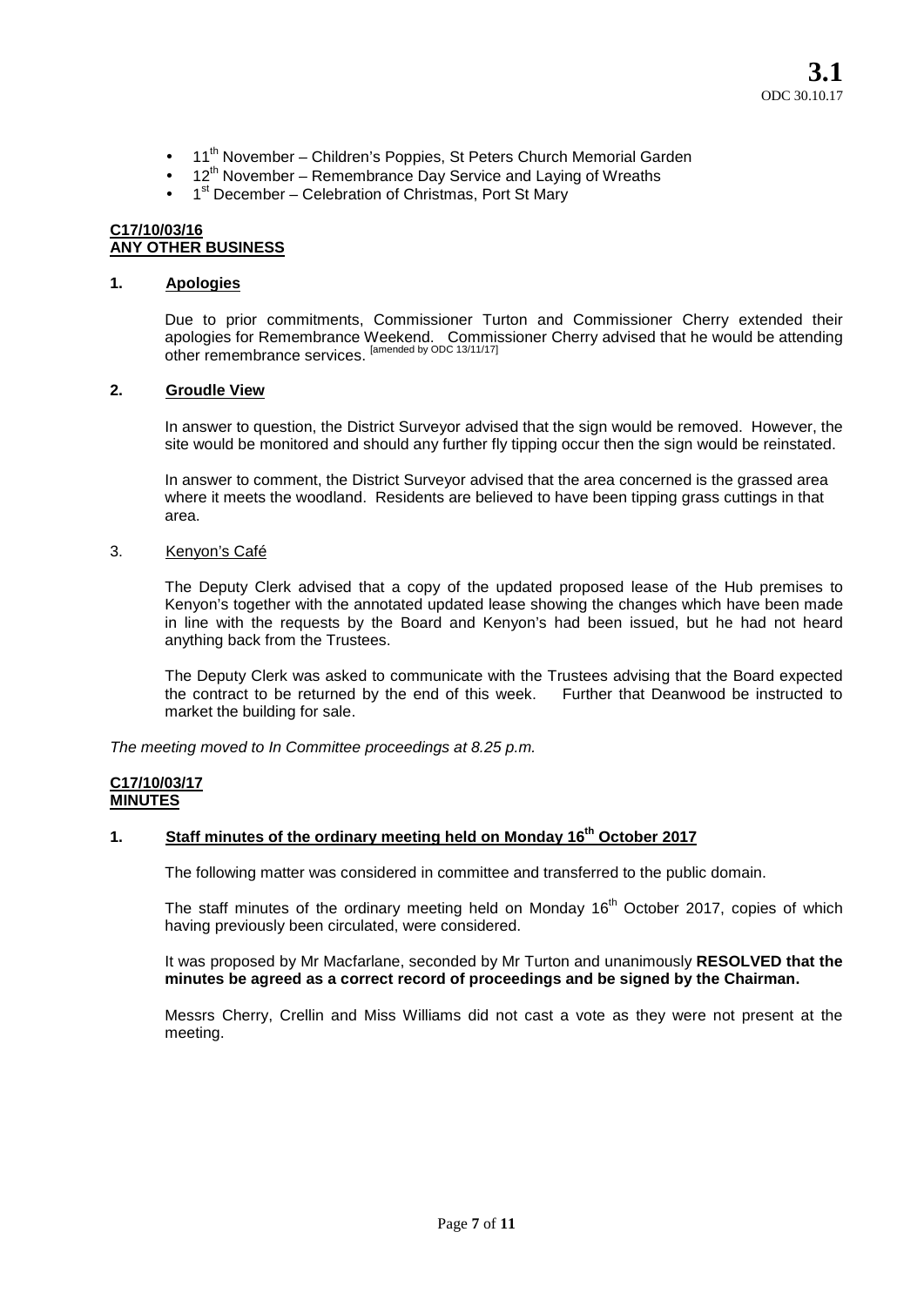- 11th November – Children's Poppies, St Peters Church Memorial Garden
- 12th November – Remembrance Day Service and Laying of Wreaths
- 1st December – Celebration of Christmas, Port St Mary

**C17/10/03/16**
**ANY OTHER BUSINESS**

**1. Apologies**

Due to prior commitments, Commissioner Turton and Commissioner Cherry extended their apologies for Remembrance Weekend. Commissioner Cherry advised that he would be attending other remembrance services. [amended by ODC 13/11/17]

**2. Groudle View**

In answer to question, the District Surveyor advised that the sign would be removed. However, the site would be monitored and should any further fly tipping occur then the sign would be reinstated.

In answer to comment, the District Surveyor advised that the area concerned is the grassed area where it meets the woodland. Residents are believed to have been tipping grass cuttings in that area.

3. Kenyon's Café

The Deputy Clerk advised that a copy of the updated proposed lease of the Hub premises to Kenyon's together with the annotated updated lease showing the changes which have been made in line with the requests by the Board and Kenyon's had been issued, but he had not heard anything back from the Trustees.

The Deputy Clerk was asked to communicate with the Trustees advising that the Board expected the contract to be returned by the end of this week. Further that Deanwood be instructed to market the building for sale.

*The meeting moved to In Committee proceedings at 8.25 p.m.*

**C17/10/03/17**
**MINUTES**

**1. Staff minutes of the ordinary meeting held on Monday 16th October 2017**

The following matter was considered in committee and transferred to the public domain.

The staff minutes of the ordinary meeting held on Monday 16th October 2017, copies of which having previously been circulated, were considered.

It was proposed by Mr Macfarlane, seconded by Mr Turton and unanimously **RESOLVED that the minutes be agreed as a correct record of proceedings and be signed by the Chairman.**

Messrs Cherry, Crellin and Miss Williams did not cast a vote as they were not present at the meeting.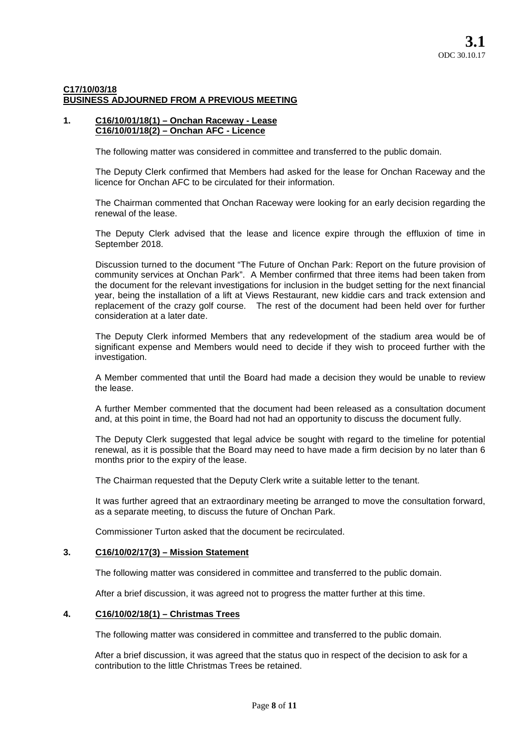**C17/10/03/18**
**BUSINESS ADJOURNED FROM A PREVIOUS MEETING**

**1. C16/10/01/18(1) – Onchan Raceway - Lease**
**C16/10/01/18(2) – Onchan AFC - Licence**

The following matter was considered in committee and transferred to the public domain.

The Deputy Clerk confirmed that Members had asked for the lease for Onchan Raceway and the licence for Onchan AFC to be circulated for their information.

The Chairman commented that Onchan Raceway were looking for an early decision regarding the renewal of the lease.

The Deputy Clerk advised that the lease and licence expire through the effluxion of time in September 2018.

Discussion turned to the document "The Future of Onchan Park: Report on the future provision of community services at Onchan Park". A Member confirmed that three items had been taken from the document for the relevant investigations for inclusion in the budget setting for the next financial year, being the installation of a lift at Views Restaurant, new kiddie cars and track extension and replacement of the crazy golf course. The rest of the document had been held over for further consideration at a later date.

The Deputy Clerk informed Members that any redevelopment of the stadium area would be of significant expense and Members would need to decide if they wish to proceed further with the investigation.

A Member commented that until the Board had made a decision they would be unable to review the lease.

A further Member commented that the document had been released as a consultation document and, at this point in time, the Board had not had an opportunity to discuss the document fully.

The Deputy Clerk suggested that legal advice be sought with regard to the timeline for potential renewal, as it is possible that the Board may need to have made a firm decision by no later than 6 months prior to the expiry of the lease.

The Chairman requested that the Deputy Clerk write a suitable letter to the tenant.

It was further agreed that an extraordinary meeting be arranged to move the consultation forward, as a separate meeting, to discuss the future of Onchan Park.

Commissioner Turton asked that the document be recirculated.

**3. C16/10/02/17(3) – Mission Statement**

The following matter was considered in committee and transferred to the public domain.

After a brief discussion, it was agreed not to progress the matter further at this time.

**4. C16/10/02/18(1) – Christmas Trees**

The following matter was considered in committee and transferred to the public domain.

After a brief discussion, it was agreed that the status quo in respect of the decision to ask for a contribution to the little Christmas Trees be retained.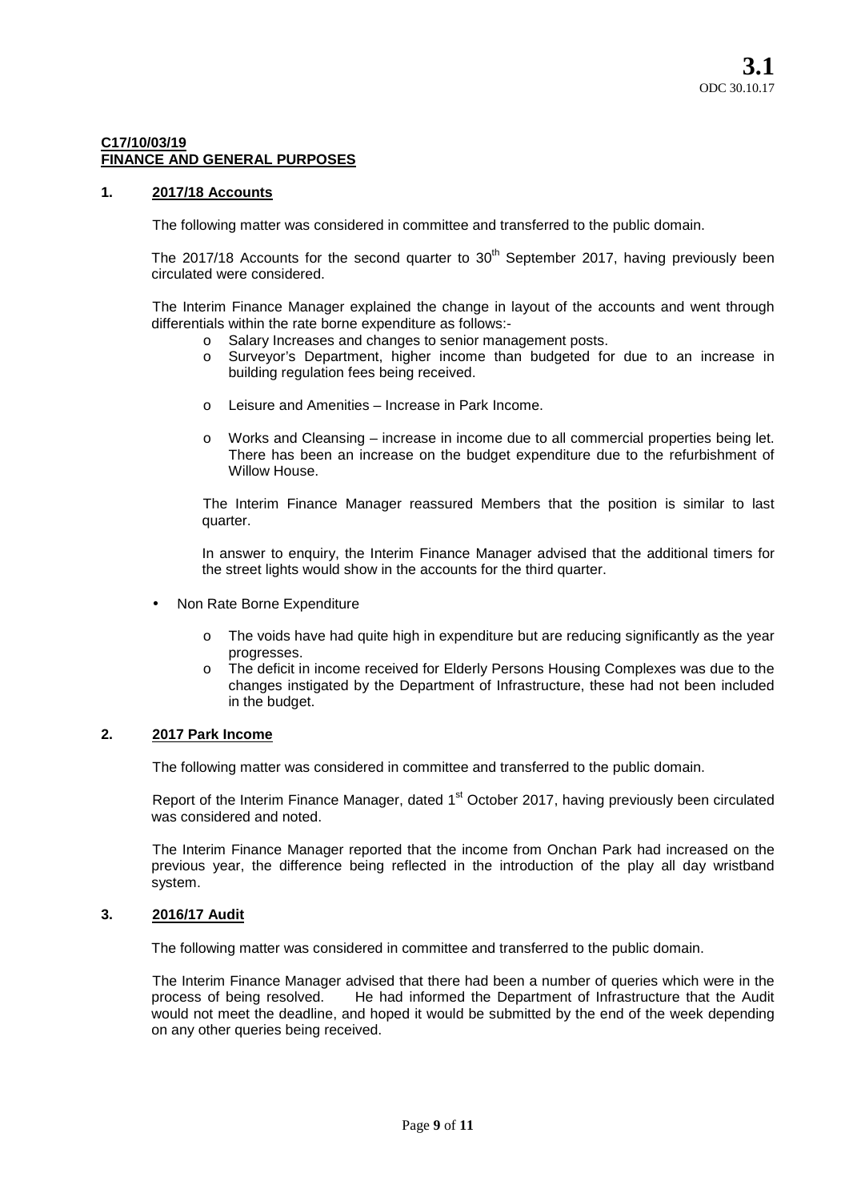**3.1**
ODC 30.10.17

**C17/10/03/19**
**FINANCE AND GENERAL PURPOSES**

## 1. 2017/18 Accounts

The following matter was considered in committee and transferred to the public domain.

The 2017/18 Accounts for the second quarter to 30th September 2017, having previously been circulated were considered.

The Interim Finance Manager explained the change in layout of the accounts and went through differentials within the rate borne expenditure as follows:-

- Salary Increases and changes to senior management posts.
- Surveyor's Department, higher income than budgeted for due to an increase in building regulation fees being received.
- Leisure and Amenities – Increase in Park Income.
- Works and Cleansing – increase in income due to all commercial properties being let. There has been an increase on the budget expenditure due to the refurbishment of Willow House.

The Interim Finance Manager reassured Members that the position is similar to last quarter.

In answer to enquiry, the Interim Finance Manager advised that the additional timers for the street lights would show in the accounts for the third quarter.

- Non Rate Borne Expenditure
  - The voids have had quite high in expenditure but are reducing significantly as the year progresses.
  - The deficit in income received for Elderly Persons Housing Complexes was due to the changes instigated by the Department of Infrastructure, these had not been included in the budget.

## 2. 2017 Park Income

The following matter was considered in committee and transferred to the public domain.

Report of the Interim Finance Manager, dated 1st October 2017, having previously been circulated was considered and noted.

The Interim Finance Manager reported that the income from Onchan Park had increased on the previous year, the difference being reflected in the introduction of the play all day wristband system.

## 3. 2016/17 Audit

The following matter was considered in committee and transferred to the public domain.

The Interim Finance Manager advised that there had been a number of queries which were in the process of being resolved. He had informed the Department of Infrastructure that the Audit would not meet the deadline, and hoped it would be submitted by the end of the week depending on any other queries being received.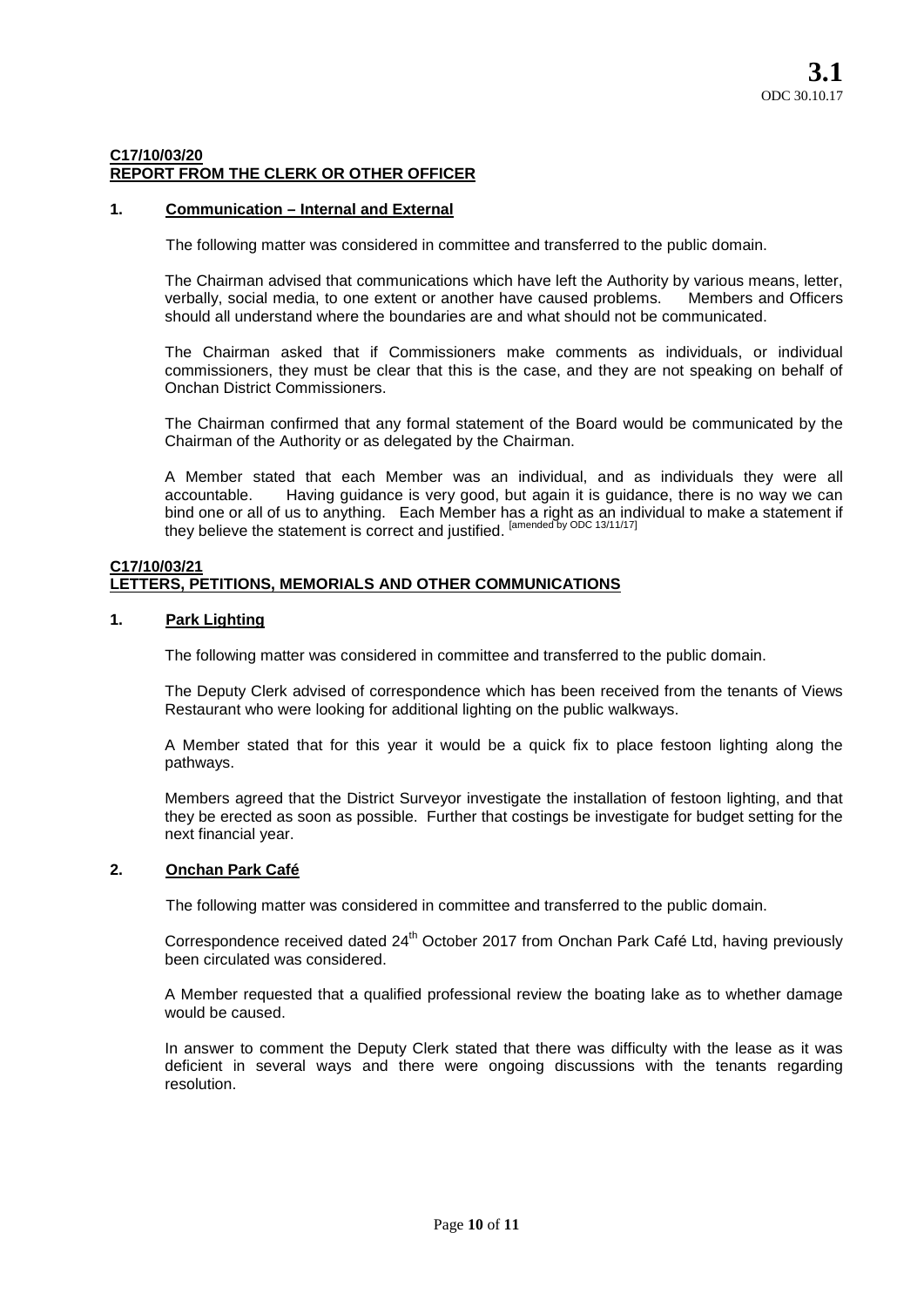**3.1**
ODC 30.10.17

**C17/10/03/20**
**REPORT FROM THE CLERK OR OTHER OFFICER**

**1. Communication – Internal and External**

The following matter was considered in committee and transferred to the public domain.

The Chairman advised that communications which have left the Authority by various means, letter, verbally, social media, to one extent or another have caused problems. Members and Officers should all understand where the boundaries are and what should not be communicated.

The Chairman asked that if Commissioners make comments as individuals, or individual commissioners, they must be clear that this is the case, and they are not speaking on behalf of Onchan District Commissioners.

The Chairman confirmed that any formal statement of the Board would be communicated by the Chairman of the Authority or as delegated by the Chairman.

A Member stated that each Member was an individual, and as individuals they were all accountable. Having guidance is very good, but again it is guidance, there is no way we can bind one or all of us to anything. Each Member has a right as an individual to make a statement if they believe the statement is correct and justified. [amended by ODC 13/11/17]

**C17/10/03/21**
**LETTERS, PETITIONS, MEMORIALS AND OTHER COMMUNICATIONS**

**1. Park Lighting**

The following matter was considered in committee and transferred to the public domain.

The Deputy Clerk advised of correspondence which has been received from the tenants of Views Restaurant who were looking for additional lighting on the public walkways.

A Member stated that for this year it would be a quick fix to place festoon lighting along the pathways.

Members agreed that the District Surveyor investigate the installation of festoon lighting, and that they be erected as soon as possible. Further that costings be investigate for budget setting for the next financial year.

**2. Onchan Park Café**

The following matter was considered in committee and transferred to the public domain.

Correspondence received dated 24th October 2017 from Onchan Park Café Ltd, having previously been circulated was considered.

A Member requested that a qualified professional review the boating lake as to whether damage would be caused.

In answer to comment the Deputy Clerk stated that there was difficulty with the lease as it was deficient in several ways and there were ongoing discussions with the tenants regarding resolution.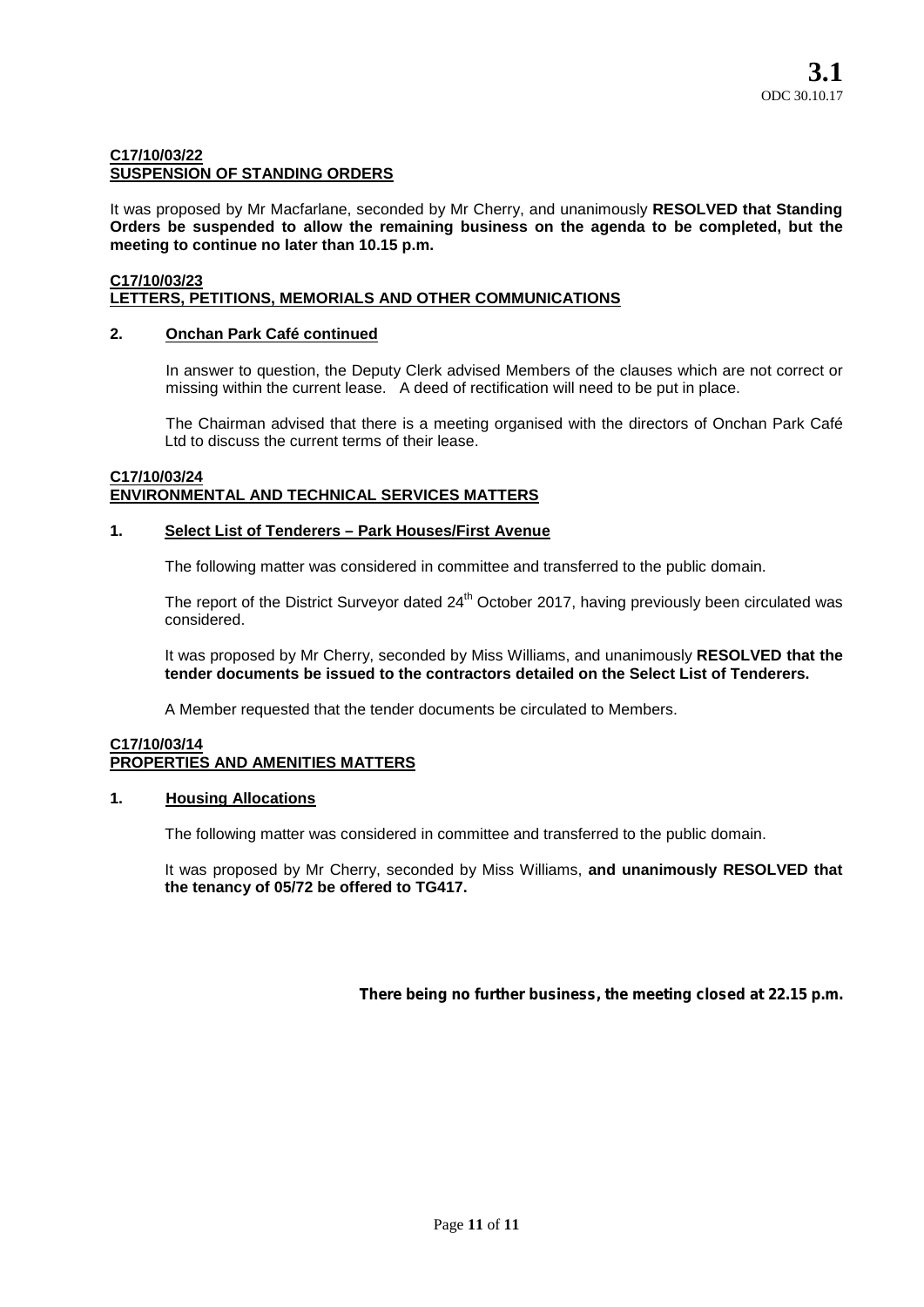**3.1**
ODC 30.10.17

**C17/10/03/22**
**SUSPENSION OF STANDING ORDERS**

It was proposed by Mr Macfarlane, seconded by Mr Cherry, and unanimously **RESOLVED that Standing Orders be suspended to allow the remaining business on the agenda to be completed, but the meeting to continue no later than 10.15 p.m.**

**C17/10/03/23**
**LETTERS, PETITIONS, MEMORIALS AND OTHER COMMUNICATIONS**

**2. Onchan Park Café continued**

In answer to question, the Deputy Clerk advised Members of the clauses which are not correct or missing within the current lease. A deed of rectification will need to be put in place.

The Chairman advised that there is a meeting organised with the directors of Onchan Park Café Ltd to discuss the current terms of their lease.

**C17/10/03/24**
**ENVIRONMENTAL AND TECHNICAL SERVICES MATTERS**

**1. Select List of Tenderers – Park Houses/First Avenue**

The following matter was considered in committee and transferred to the public domain.

The report of the District Surveyor dated 24th October 2017, having previously been circulated was considered.

It was proposed by Mr Cherry, seconded by Miss Williams, and unanimously **RESOLVED that the tender documents be issued to the contractors detailed on the Select List of Tenderers.**

A Member requested that the tender documents be circulated to Members.

**C17/10/03/14**
**PROPERTIES AND AMENITIES MATTERS**

**1. Housing Allocations**

The following matter was considered in committee and transferred to the public domain.

It was proposed by Mr Cherry, seconded by Miss Williams, **and unanimously RESOLVED that the tenancy of 05/72 be offered to TG417.**

**There being no further business, the meeting closed at 22.15 p.m.**